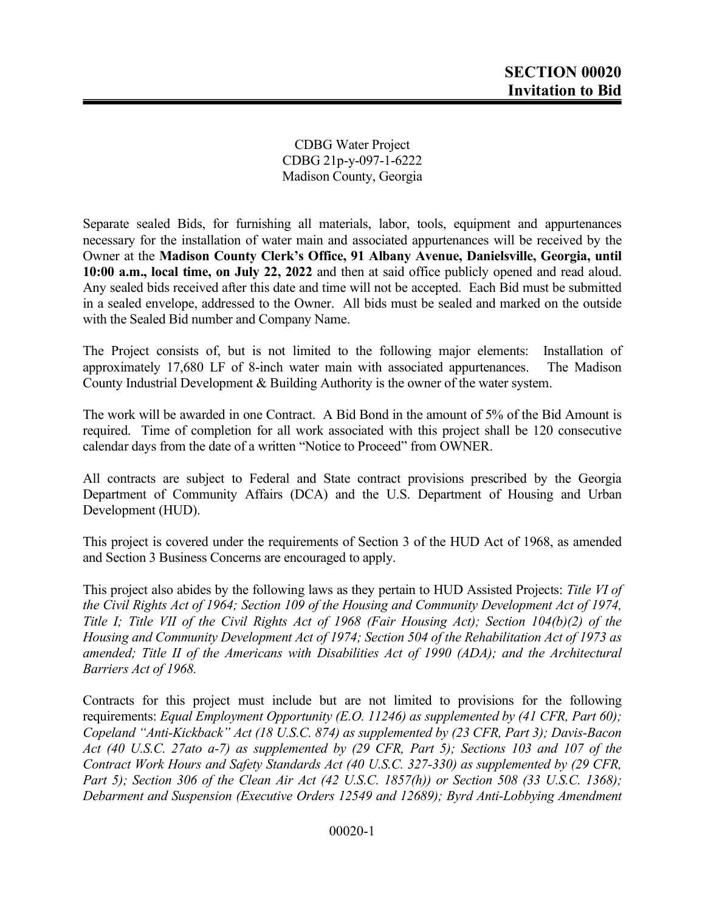# SECTION 00020
## Invitation to Bid

CDBG Water Project
CDBG 21p-y-097-1-6222
Madison County, Georgia

Separate sealed Bids, for furnishing all materials, labor, tools, equipment and appurtenances necessary for the installation of water main and associated appurtenances will be received by the Owner at the **Madison County Clerk's Office, 91 Albany Avenue, Danielsville, Georgia, until 10:00 a.m., local time, on July 22, 2022** and then at said office publicly opened and read aloud. Any sealed bids received after this date and time will not be accepted. Each Bid must be submitted in a sealed envelope, addressed to the Owner. All bids must be sealed and marked on the outside with the Sealed Bid number and Company Name.

The Project consists of, but is not limited to the following major elements: Installation of approximately 17,680 LF of 8-inch water main with associated appurtenances. The Madison County Industrial Development & Building Authority is the owner of the water system.

The work will be awarded in one Contract. A Bid Bond in the amount of 5% of the Bid Amount is required. Time of completion for all work associated with this project shall be 120 consecutive calendar days from the date of a written "Notice to Proceed" from OWNER.

All contracts are subject to Federal and State contract provisions prescribed by the Georgia Department of Community Affairs (DCA) and the U.S. Department of Housing and Urban Development (HUD).

This project is covered under the requirements of Section 3 of the HUD Act of 1968, as amended and Section 3 Business Concerns are encouraged to apply.

This project also abides by the following laws as they pertain to HUD Assisted Projects: *Title VI of the Civil Rights Act of 1964; Section 109 of the Housing and Community Development Act of 1974, Title I; Title VII of the Civil Rights Act of 1968 (Fair Housing Act); Section 104(b)(2) of the Housing and Community Development Act of 1974; Section 504 of the Rehabilitation Act of 1973 as amended; Title II of the Americans with Disabilities Act of 1990 (ADA); and the Architectural Barriers Act of 1968.*

Contracts for this project must include but are not limited to provisions for the following requirements: *Equal Employment Opportunity (E.O. 11246) as supplemented by (41 CFR, Part 60); Copeland "Anti-Kickback" Act (18 U.S.C. 874) as supplemented by (23 CFR, Part 3); Davis-Bacon Act (40 U.S.C. 27ato a-7) as supplemented by (29 CFR, Part 5); Sections 103 and 107 of the Contract Work Hours and Safety Standards Act (40 U.S.C. 327-330) as supplemented by (29 CFR, Part 5); Section 306 of the Clean Air Act (42 U.S.C. 1857(h)) or Section 508 (33 U.S.C. 1368); Debarment and Suspension (Executive Orders 12549 and 12689); Byrd Anti-Lobbying Amendment*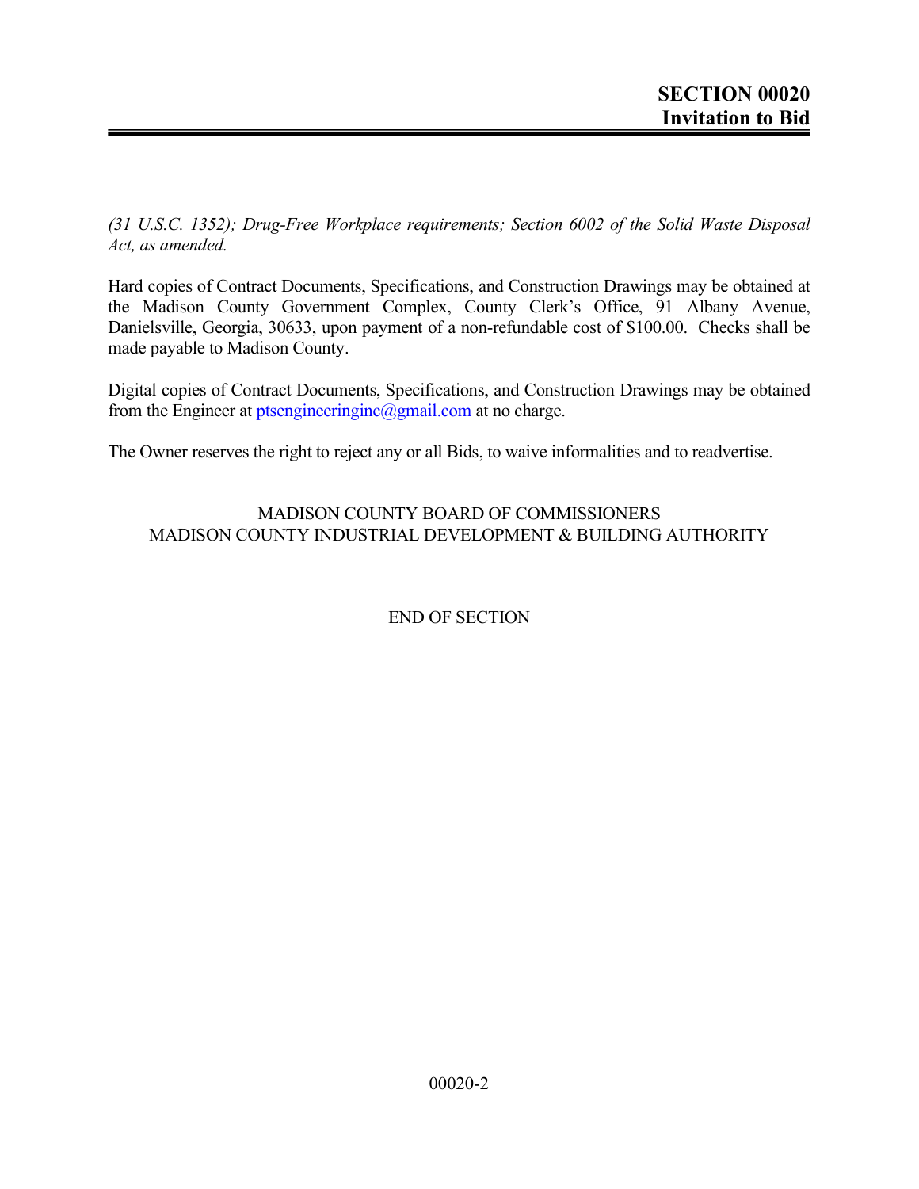*(31 U.S.C. 1352); Drug-Free Workplace requirements; Section 6002 of the Solid Waste Disposal Act, as amended.*

Hard copies of Contract Documents, Specifications, and Construction Drawings may be obtained at the Madison County Government Complex, County Clerk's Office, 91 Albany Avenue, Danielsville, Georgia, 30633, upon payment of a non-refundable cost of $100.00. Checks shall be made payable to Madison County.

Digital copies of Contract Documents, Specifications, and Construction Drawings may be obtained from the Engineer at ptsengineeringinc@gmail.com at no charge.

The Owner reserves the right to reject any or all Bids, to waive informalities and to readvertise.

MADISON COUNTY BOARD OF COMMISSIONERS
MADISON COUNTY INDUSTRIAL DEVELOPMENT & BUILDING AUTHORITY

END OF SECTION